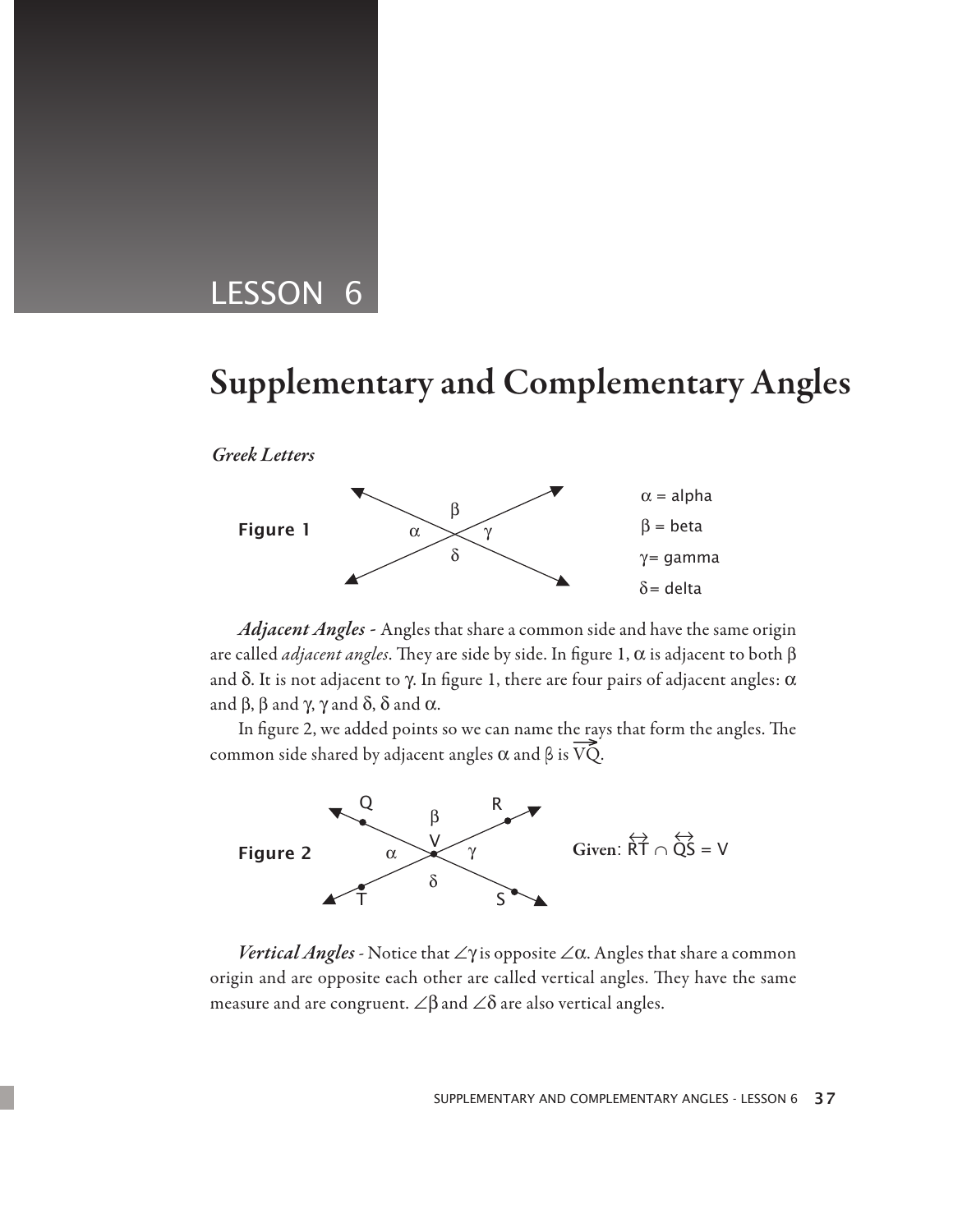# LESSON 6

## Supplementary and Complementary Angles

*Greek Letters*

**Figure 1**

$\alpha$ = alpha

$\beta$ = beta

$\gamma$ = gamma

$\delta$ = delta

***Adjacent Angles*** *-* Angles that share a common side and have the same origin are called *adjacent angles*. They are side by side. In figure 1, $\alpha$ is adjacent to both $\beta$ and $\delta$. It is not adjacent to $\gamma$. In figure 1, there are four pairs of adjacent angles: $\alpha$ and $\beta$, $\beta$ and $\gamma$, $\gamma$ and $\delta$, $\delta$ and $\alpha$.

In figure 2, we added points so we can name the rays that form the angles. The common side shared by adjacent angles $\alpha$ and $\beta$ is $\overrightarrow{VQ}$.

**Figure 2**

**Given**: $\overleftrightarrow{RT} \cap \overleftrightarrow{QS} = V$

***Vertical Angles*** *-* Notice that $\angle\gamma$ is opposite $\angle\alpha$. Angles that share a common origin and are opposite each other are called vertical angles. They have the same measure and are congruent. $\angle\beta$ and $\angle\delta$ are also vertical angles.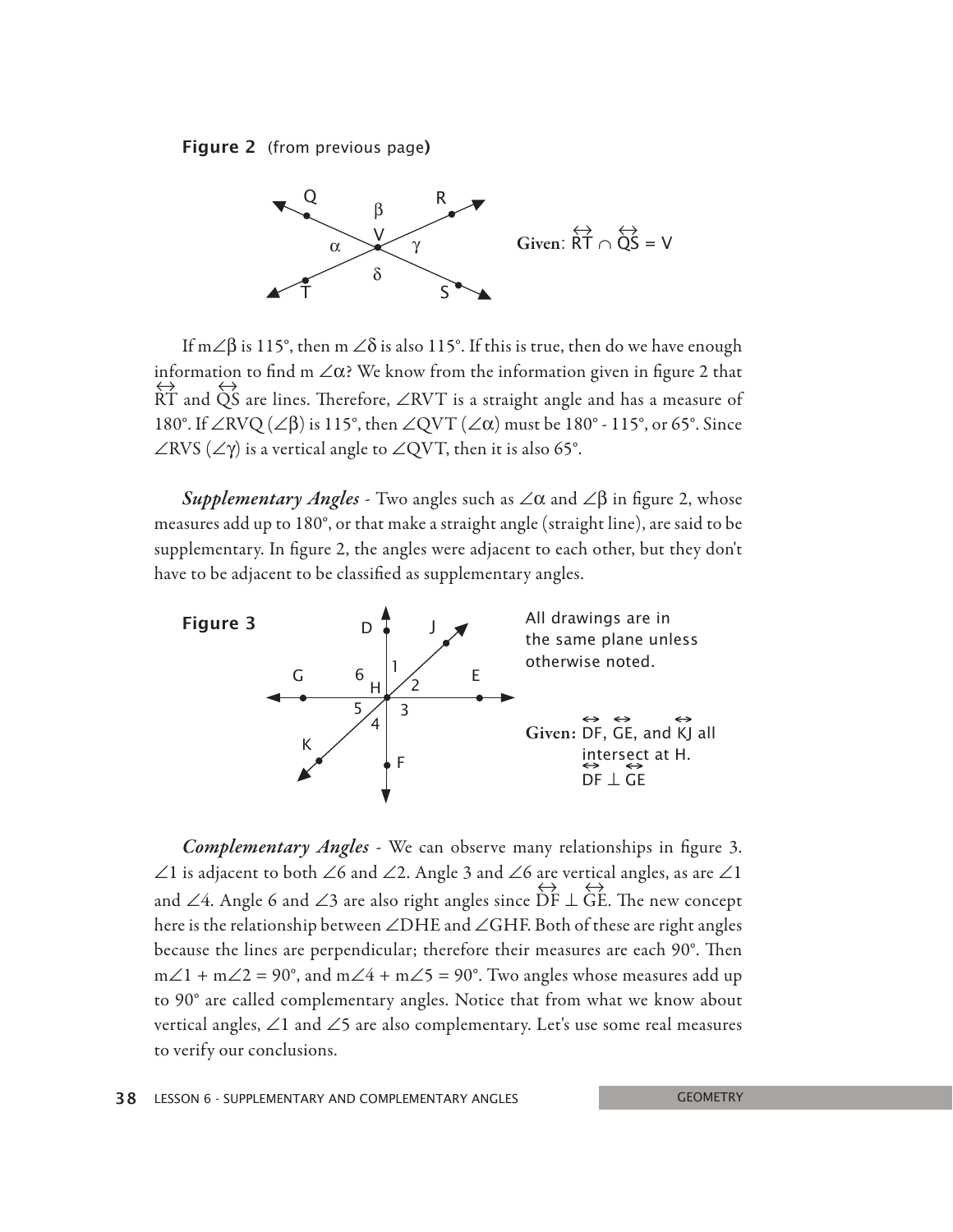**Figure 2** (from previous page)

**Given**: $\overleftrightarrow{RT} \cap \overleftrightarrow{QS} = V$

If m$\angle\beta$ is 115°, then m $\angle\delta$ is also 115°. If this is true, then do we have enough information to find m $\angle\alpha$? We know from the information given in figure 2 that $\overleftrightarrow{RT}$ and $\overleftrightarrow{QS}$ are lines. Therefore, $\angle$RVT is a straight angle and has a measure of 180°. If $\angle$RVQ ($\angle\beta$) is 115°, then $\angle$QVT ($\angle\alpha$) must be 180° - 115°, or 65°. Since $\angle$RVS ($\angle\gamma$) is a vertical angle to $\angle$QVT, then it is also 65°.

***Supplementary Angles*** - Two angles such as $\angle\alpha$ and $\angle\beta$ in figure 2, whose measures add up to 180°, or that make a straight angle (straight line), are said to be supplementary. In figure 2, the angles were adjacent to each other, but they don't have to be adjacent to be classified as supplementary angles.

**Figure 3**

All drawings are in the same plane unless otherwise noted.

**Given:** $\overleftrightarrow{DF}$, $\overleftrightarrow{GE}$, and $\overleftrightarrow{KJ}$ all intersect at H. $\overleftrightarrow{DF} \perp \overleftrightarrow{GE}$

***Complementary Angles*** - We can observe many relationships in figure 3. $\angle$1 is adjacent to both $\angle$6 and $\angle$2. Angle 3 and $\angle$6 are vertical angles, as are $\angle$1 and $\angle$4. Angle 6 and $\angle$3 are also right angles since $\overleftrightarrow{DF} \perp \overleftrightarrow{GE}$. The new concept here is the relationship between $\angle$DHE and $\angle$GHF. Both of these are right angles because the lines are perpendicular; therefore their measures are each 90°. Then m$\angle$1 + m$\angle$2 = 90°, and m$\angle$4 + m$\angle$5 = 90°. Two angles whose measures add up to 90° are called complementary angles. Notice that from what we know about vertical angles, $\angle$1 and $\angle$5 are also complementary. Let's use some real measures to verify our conclusions.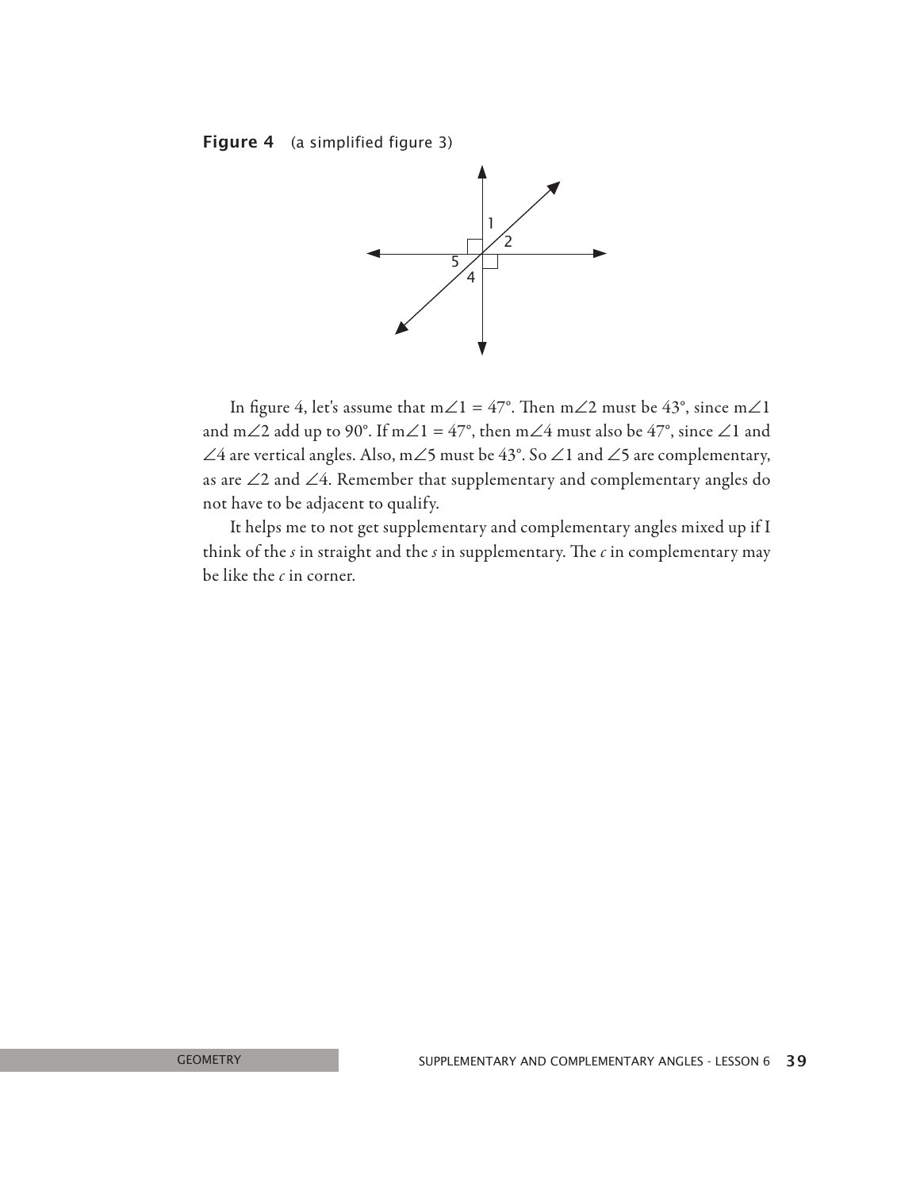**Figure 4** (a simplified figure 3)

In figure 4, let's assume that $m\angle 1 = 47°$. Then $m\angle 2$ must be 43°, since $m\angle 1$ and $m\angle 2$ add up to 90°. If $m\angle 1 = 47°$, then $m\angle 4$ must also be 47°, since $\angle 1$ and $\angle 4$ are vertical angles. Also, $m\angle 5$ must be 43°. So $\angle 1$ and $\angle 5$ are complementary, as are $\angle 2$ and $\angle 4$. Remember that supplementary and complementary angles do not have to be adjacent to qualify.

It helps me to not get supplementary and complementary angles mixed up if I think of the *s* in straight and the *s* in supplementary. The *c* in complementary may be like the *c* in corner.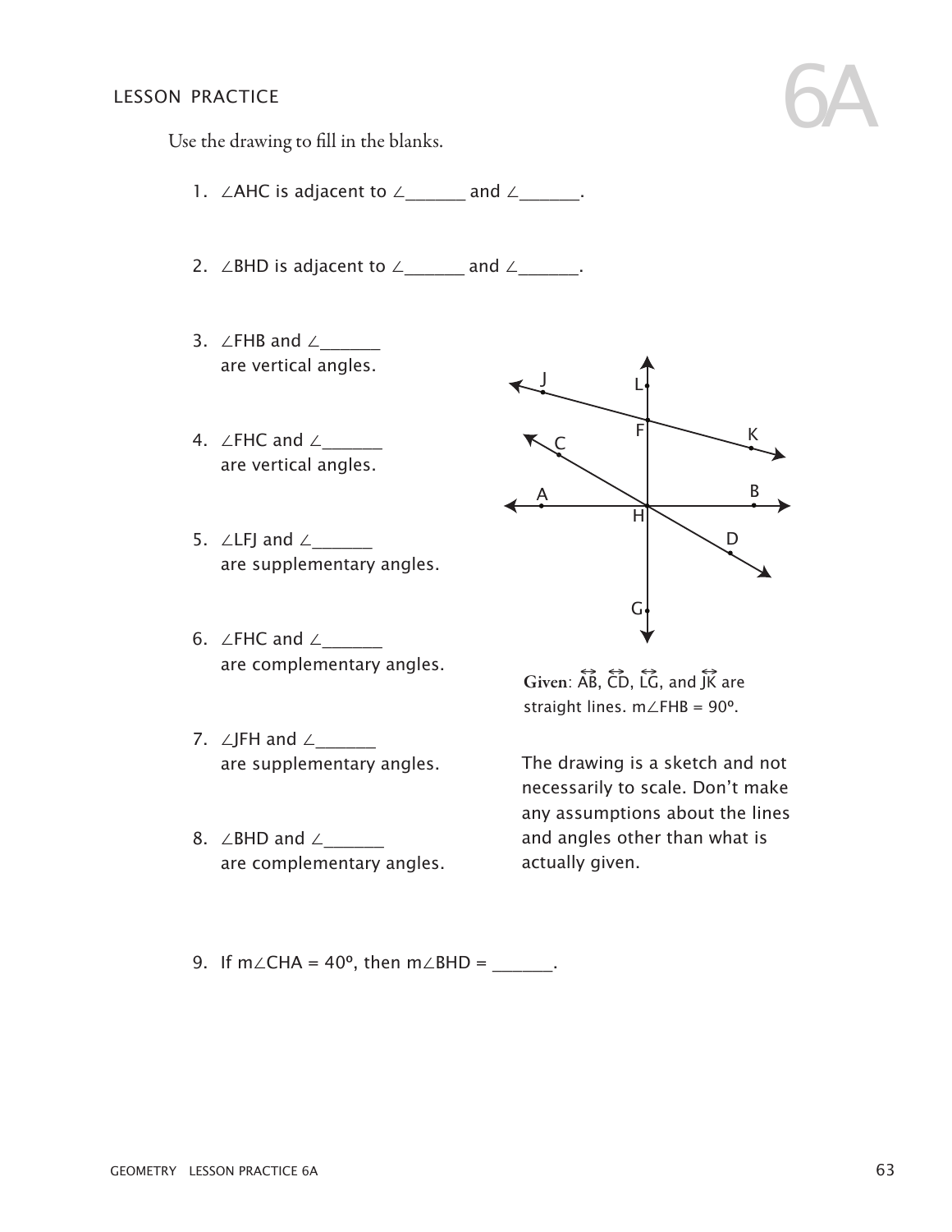# LESSON PRACTICE

## 6A

Use the drawing to fill in the blanks.

1. ∠AHC is adjacent to ∠_______ and ∠_______.

2. ∠BHD is adjacent to ∠_______ and ∠_______.

3. ∠FHB and ∠_______ are vertical angles.

4. ∠FHC and ∠_______ are vertical angles.

5. ∠LFJ and ∠_______ are supplementary angles.

6. ∠FHC and ∠_______ are complementary angles.

7. ∠JFH and ∠_______ are supplementary angles.

8. ∠BHD and ∠_______ are complementary angles.

**Given**: $\overleftrightarrow{AB}$, $\overleftrightarrow{CD}$, $\overleftrightarrow{LG}$, and $\overleftrightarrow{JK}$ are straight lines. m∠FHB = 90º.

The drawing is a sketch and not necessarily to scale. Don't make any assumptions about the lines and angles other than what is actually given.

9. If m∠CHA = 40º, then m∠BHD = _______.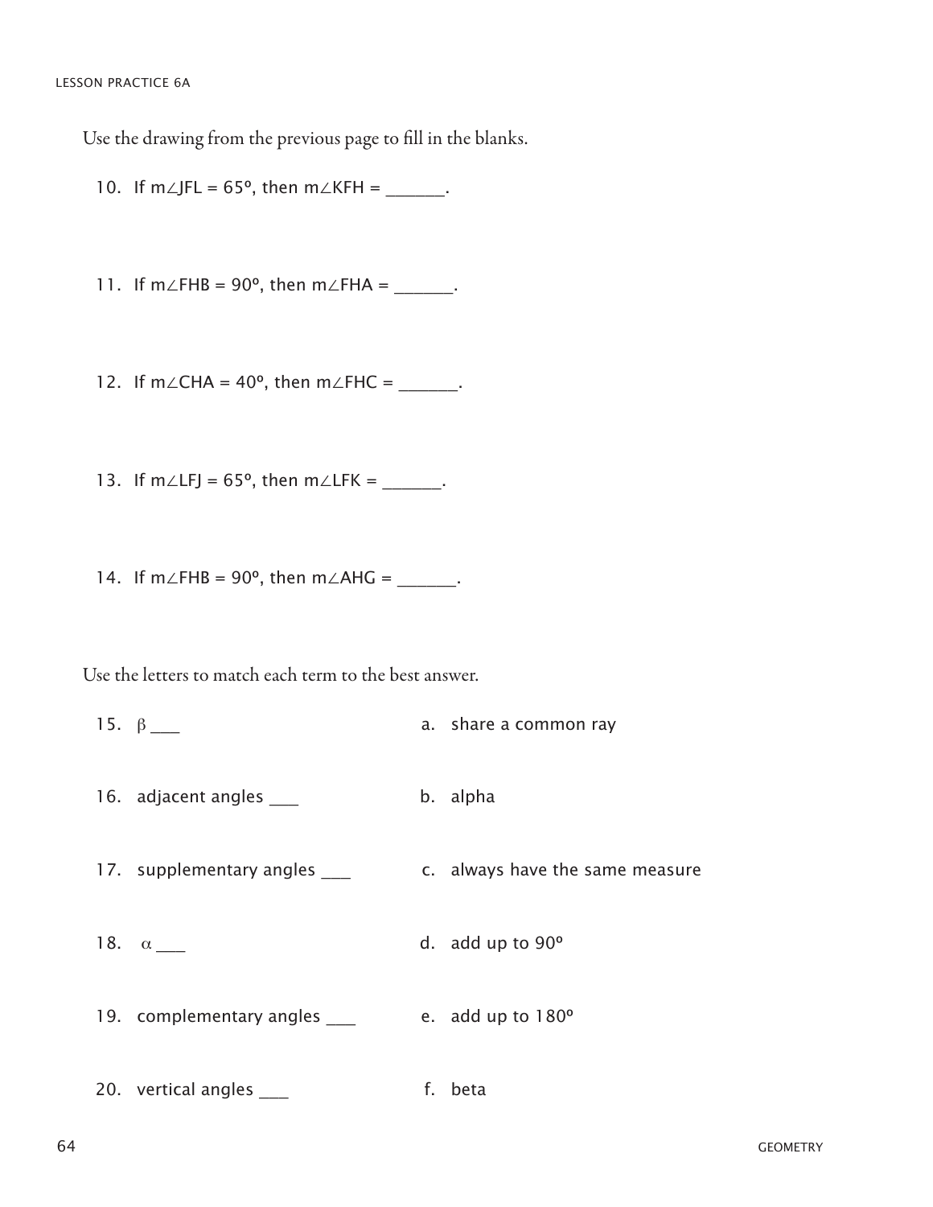Use the drawing from the previous page to fill in the blanks.

10. If m∠JFL = 65º, then m∠KFH = _______.

11. If m∠FHB = 90º, then m∠FHA = _______.

12. If m∠CHA = 40º, then m∠FHC = _______.

13. If m∠LFJ = 65º, then m∠LFK = _______.

14. If m∠FHB = 90º, then m∠AHG = _______.

Use the letters to match each term to the best answer.

15. $\beta$ ___

16. adjacent angles ___

17. supplementary angles ___

18. $\alpha$ ___

19. complementary angles ___

20. vertical angles ___

a. share a common ray

b. alpha

c. always have the same measure

d. add up to 90º

e. add up to 180º

f. beta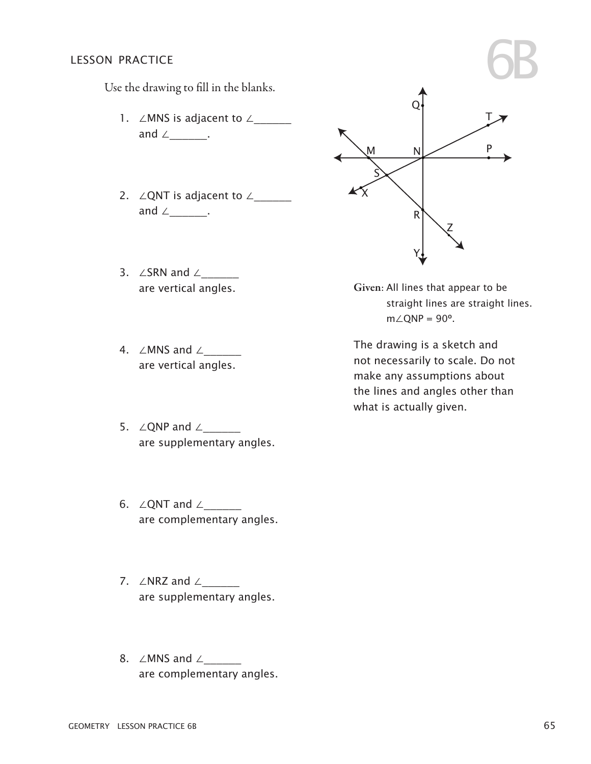## LESSON PRACTICE

# 6B

Use the drawing to fill in the blanks.

1. ∠MNS is adjacent to ∠_______ and ∠_______.

2. ∠QNT is adjacent to ∠_______ and ∠_______.

3. ∠SRN and ∠_______ are vertical angles.

4. ∠MNS and ∠_______ are vertical angles.

5. ∠QNP and ∠_______ are supplementary angles.

6. ∠QNT and ∠_______ are complementary angles.

7. ∠NRZ and ∠_______ are supplementary angles.

8. ∠MNS and ∠_______ are complementary angles.

**Given**: All lines that appear to be straight lines are straight lines. m∠QNP = 90º.

The drawing is a sketch and not necessarily to scale. Do not make any assumptions about the lines and angles other than what is actually given.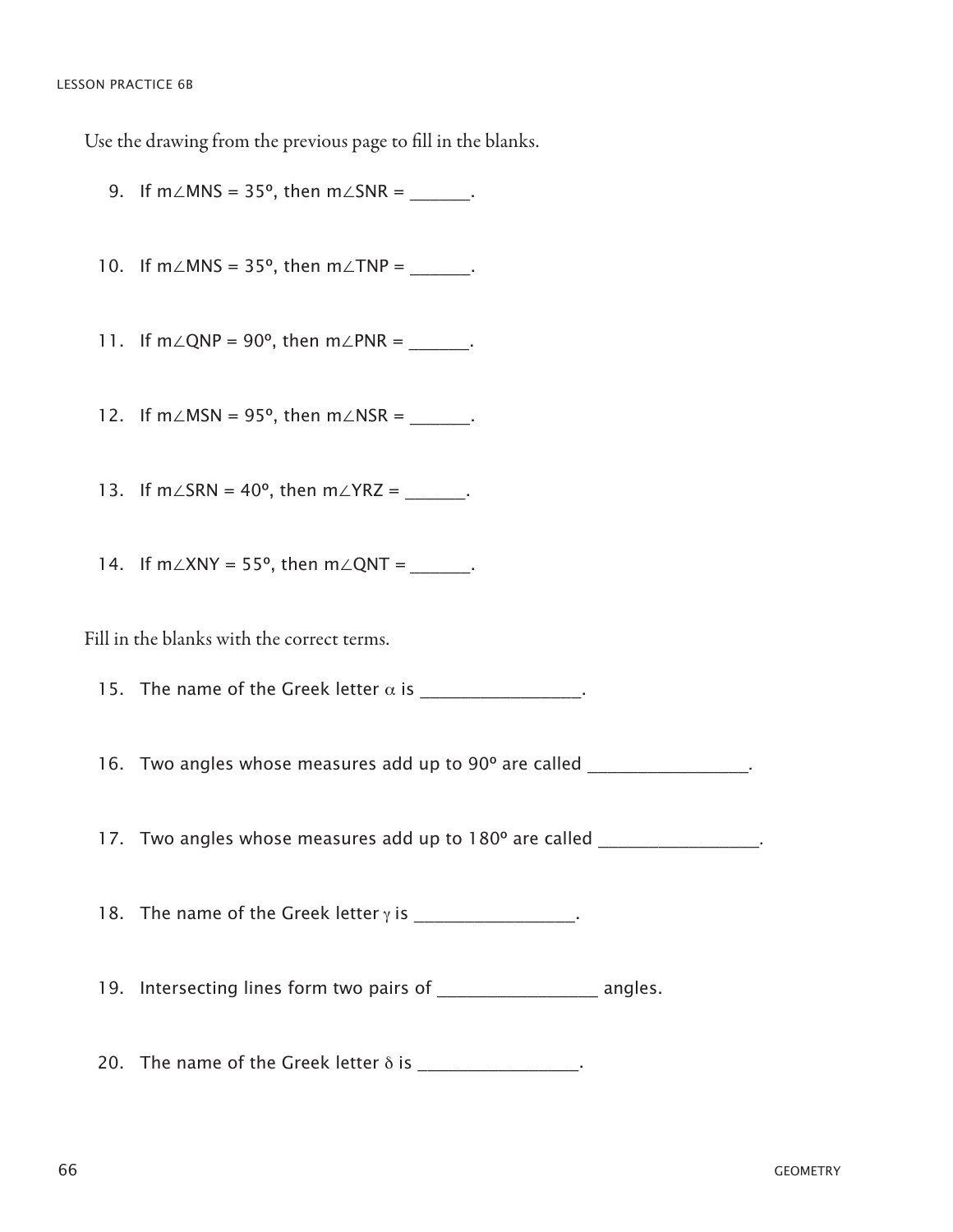Use the drawing from the previous page to fill in the blanks.

9. If m∠MNS = 35º, then m∠SNR = _______.

10. If m∠MNS = 35º, then m∠TNP = _______.

11. If m∠QNP = 90º, then m∠PNR = _______.

12. If m∠MSN = 95º, then m∠NSR = _______.

13. If m∠SRN = 40º, then m∠YRZ = _______.

14. If m∠XNY = 55º, then m∠QNT = _______.

Fill in the blanks with the correct terms.

15. The name of the Greek letter $\alpha$ is _________________.

16. Two angles whose measures add up to 90º are called _________________.

17. Two angles whose measures add up to 180º are called _________________.

18. The name of the Greek letter $\gamma$ is _________________.

19. Intersecting lines form two pairs of _________________ angles.

20. The name of the Greek letter $\delta$ is _________________.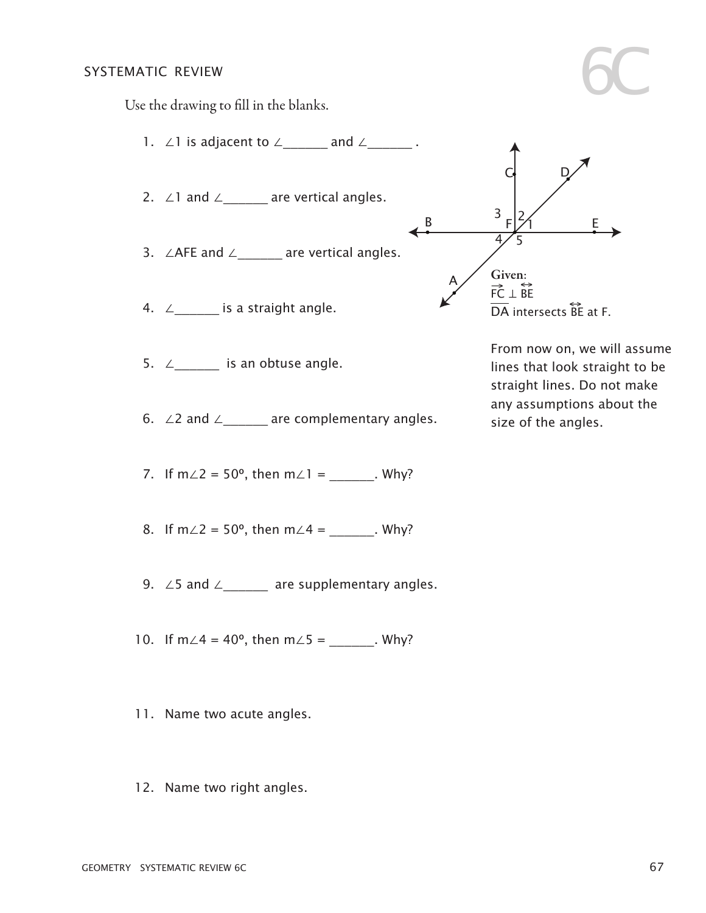# 6C

SYSTEMATIC REVIEW

Use the drawing to fill in the blanks.

1. ∠1 is adjacent to ∠_______ and ∠_______ .

2. ∠1 and ∠_______ are vertical angles.

3. ∠AFE and ∠_______ are vertical angles.

4. ∠_______ is a straight angle.

5. ∠_______ is an obtuse angle.

6. ∠2 and ∠_______ are complementary angles.

7. If m∠2 = 50º, then m∠1 = _______. Why?

8. If m∠2 = 50º, then m∠4 = _______. Why?

9. ∠5 and ∠_______ are supplementary angles.

10. If m∠4 = 40º, then m∠5 = _______. Why?

11. Name two acute angles.

12. Name two right angles.

**Given**:
$\overrightarrow{FC} \perp \overleftrightarrow{BE}$
$\overline{DA}$ intersects $\overleftrightarrow{BE}$ at F.

From now on, we will assume lines that look straight to be straight lines. Do not make any assumptions about the size of the angles.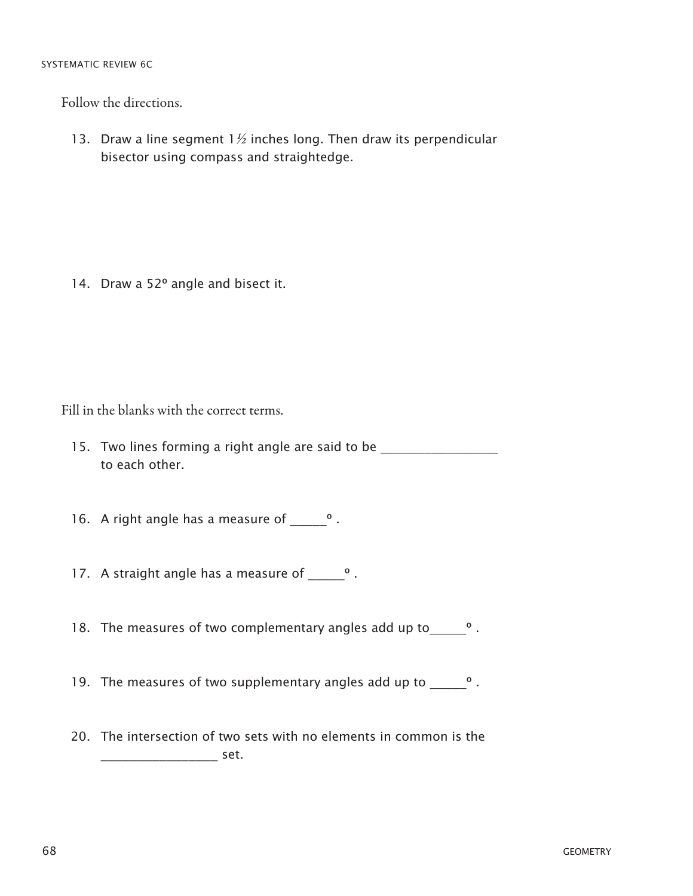Follow the directions.

13. Draw a line segment $1\frac{1}{2}$ inches long. Then draw its perpendicular bisector using compass and straightedge.

14. Draw a 52º angle and bisect it.

Fill in the blanks with the correct terms.

15. Two lines forming a right angle are said to be _________________ to each other.

16. A right angle has a measure of _____º .

17. A straight angle has a measure of _____º .

18. The measures of two complementary angles add up to_____º .

19. The measures of two supplementary angles add up to _____º .

20. The intersection of two sets with no elements in common is the _________________ set.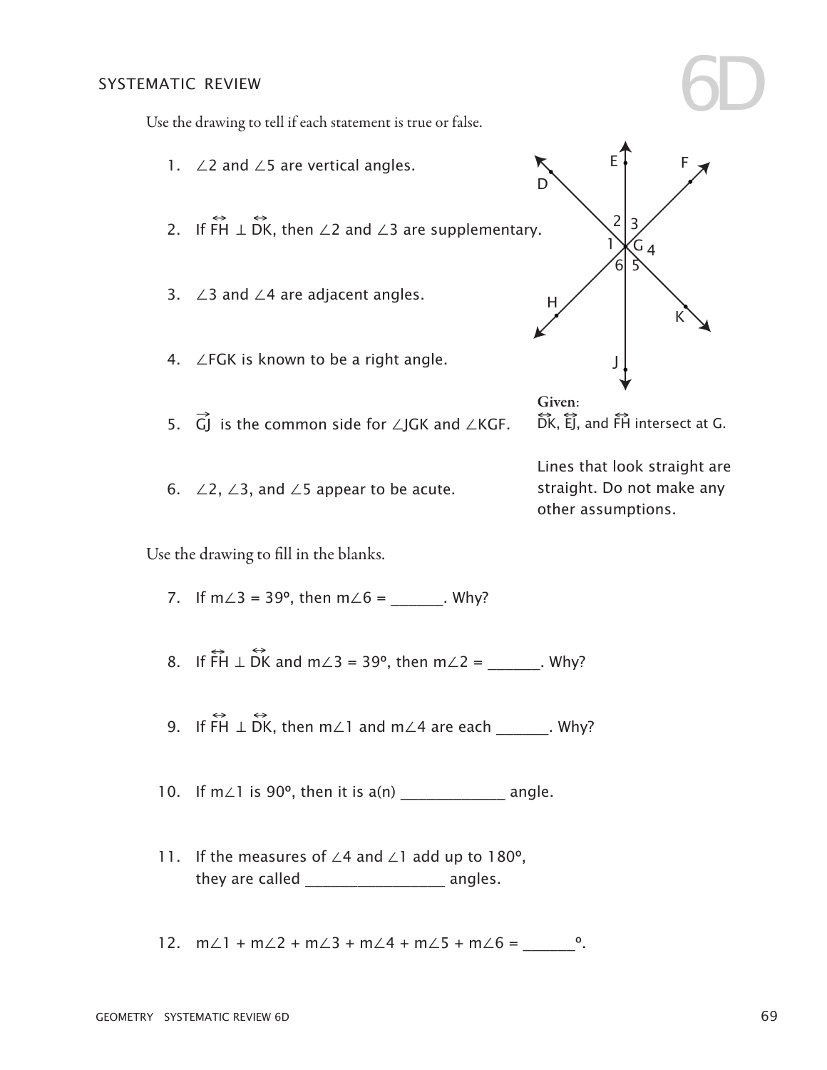## SYSTEMATIC REVIEW

# 6D

Use the drawing to tell if each statement is true or false.

1. $\angle 2$ and $\angle 5$ are vertical angles.

2. If $\overleftrightarrow{FH} \perp \overleftrightarrow{DK}$, then $\angle 2$ and $\angle 3$ are supplementary.

3. $\angle 3$ and $\angle 4$ are adjacent angles.

4. $\angle FGK$ is known to be a right angle.

5. $\overrightarrow{GJ}$ is the common side for $\angle JGK$ and $\angle KGF$.

6. $\angle 2$, $\angle 3$, and $\angle 5$ appear to be acute.

**Given**: $\overleftrightarrow{DK}$, $\overleftrightarrow{EJ}$, and $\overleftrightarrow{FH}$ intersect at G.

Lines that look straight are straight. Do not make any other assumptions.

Use the drawing to fill in the blanks.

7. If $m\angle 3 = 39°$, then $m\angle 6 =$ _______. Why?

8. If $\overleftrightarrow{FH} \perp \overleftrightarrow{DK}$ and $m\angle 3 = 39°$, then $m\angle 2 =$ _______. Why?

9. If $\overleftrightarrow{FH} \perp \overleftrightarrow{DK}$, then $m\angle 1$ and $m\angle 4$ are each _______. Why?

10. If $m\angle 1$ is 90°, then it is a(n) _____________ angle.

11. If the measures of $\angle 4$ and $\angle 1$ add up to 180°, they are called _________________ angles.

12. $m\angle 1 + m\angle 2 + m\angle 3 + m\angle 4 + m\angle 5 + m\angle 6 =$ ______°.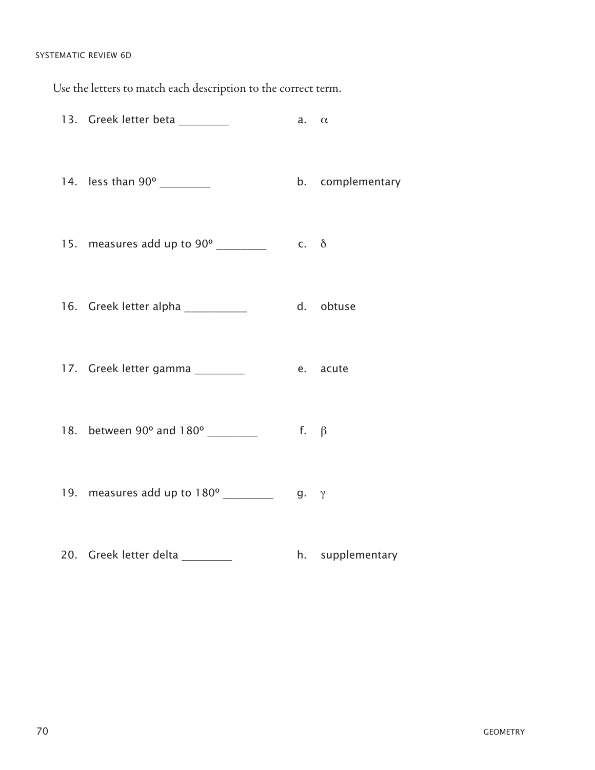Use the letters to match each description to the correct term.

13. Greek letter beta ________ a. $\alpha$

14. less than 90º ________ b. complementary

15. measures add up to 90º ________ c. $\delta$

16. Greek letter alpha __________ d. obtuse

17. Greek letter gamma ________ e. acute

18. between 90º and 180º ________ f. $\beta$

19. measures add up to 180º ________ g. $\gamma$

20. Greek letter delta ________ h. supplementary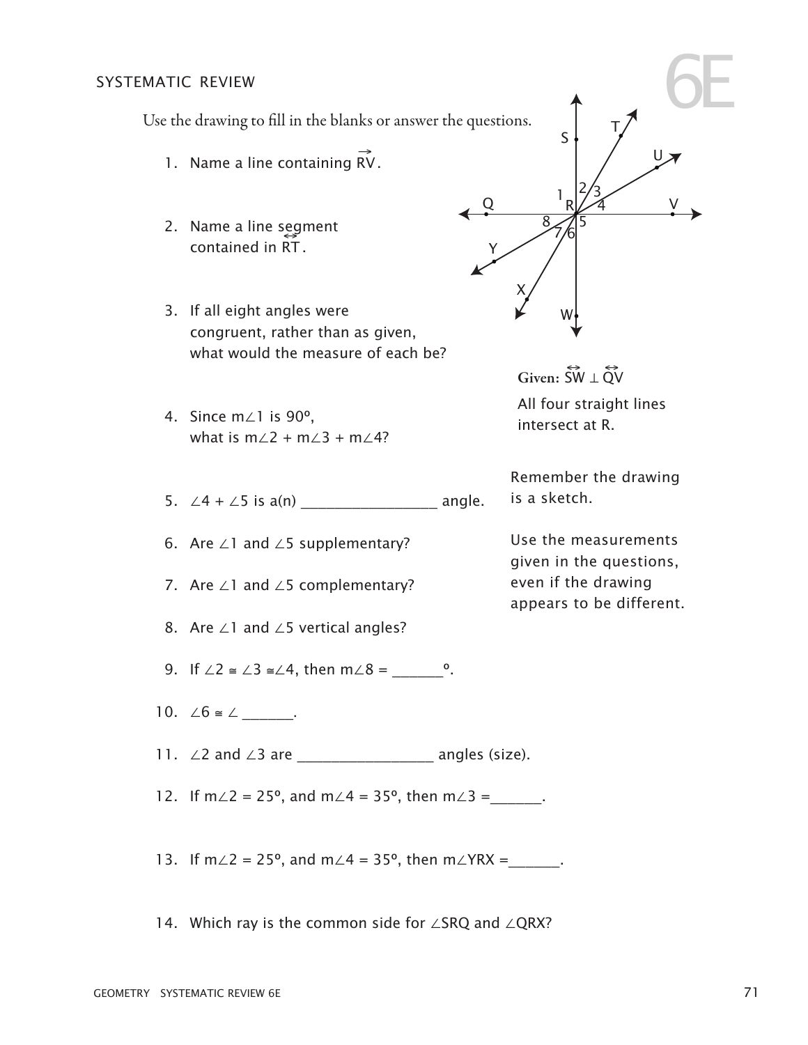SYSTEMATIC REVIEW

# 6E

Use the drawing to fill in the blanks or answer the questions.

1. Name a line containing $\overrightarrow{RV}$.

2. Name a line segment contained in $\overleftrightarrow{RT}$.

3. If all eight angles were congruent, rather than as given, what would the measure of each be?

4. Since m∠1 is 90º, what is m∠2 + m∠3 + m∠4?

5. ∠4 + ∠5 is a(n) ________________ angle.

6. Are ∠1 and ∠5 supplementary?

7. Are ∠1 and ∠5 complementary?

8. Are ∠1 and ∠5 vertical angles?

9. If ∠2 ≅ ∠3 ≅∠4, then m∠8 = ______º.

10. ∠6 ≅ ∠ ______.

11. ∠2 and ∠3 are ________________ angles (size).

12. If m∠2 = 25º, and m∠4 = 35º, then m∠3 =______.

13. If m∠2 = 25º, and m∠4 = 35º, then m∠YRX =______.

14. Which ray is the common side for ∠SRQ and ∠QRX?

**Given:** $\overleftrightarrow{SW} \perp \overleftrightarrow{QV}$

All four straight lines intersect at R.

Remember the drawing is a sketch.

Use the measurements given in the questions, even if the drawing appears to be different.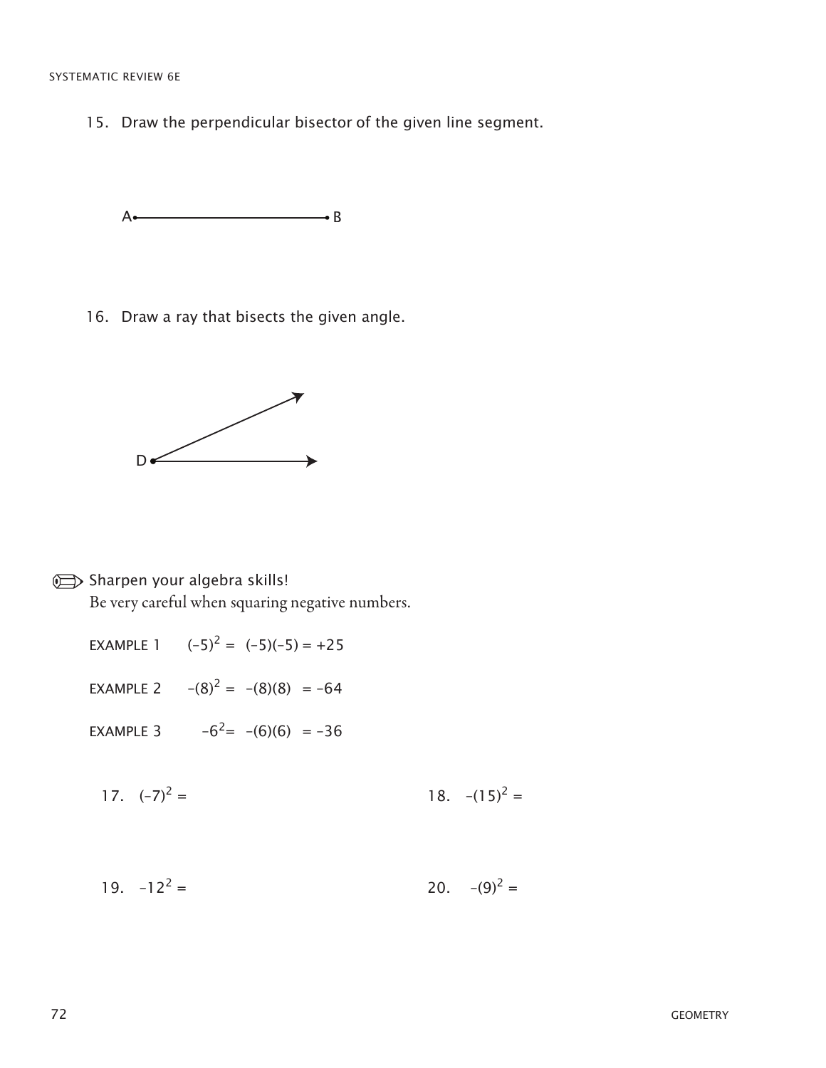15. Draw the perpendicular bisector of the given line segment.

A ——————— B

16. Draw a ray that bisects the given angle.

D

Sharpen your algebra skills!
Be very careful when squaring negative numbers.

EXAMPLE 1 $(-5)^2 = (-5)(-5) = +25$

EXAMPLE 2 $-(8)^2 = -(8)(8) = -64$

EXAMPLE 3 $-6^2 = -(6)(6) = -36$

17. $(-7)^2 =$

18. $-(15)^2 =$

19. $-12^2 =$

20. $-(9)^2 =$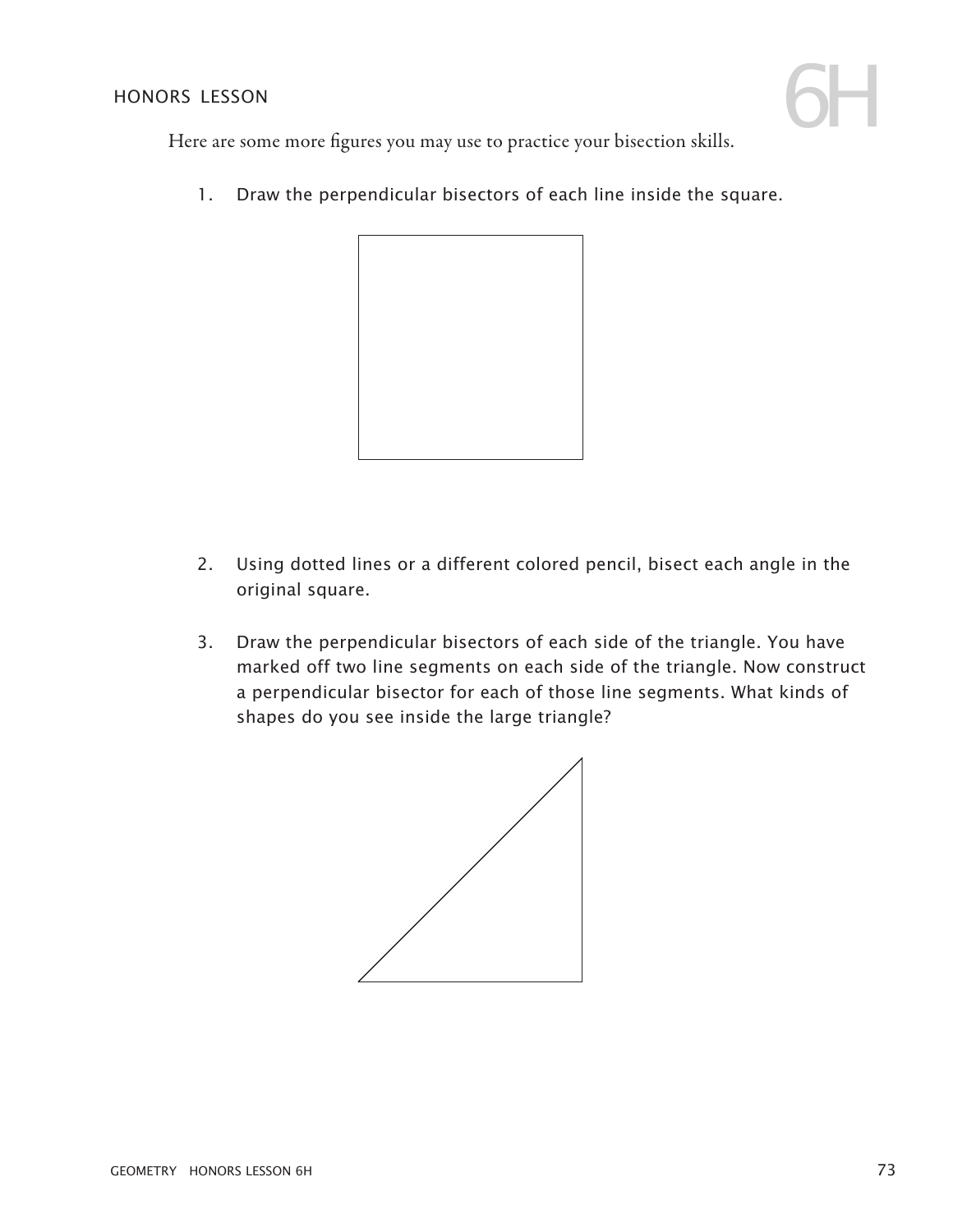## HONORS LESSON 6H

Here are some more figures you may use to practice your bisection skills.

1. Draw the perpendicular bisectors of each line inside the square.

2. Using dotted lines or a different colored pencil, bisect each angle in the original square.

3. Draw the perpendicular bisectors of each side of the triangle. You have marked off two line segments on each side of the triangle. Now construct a perpendicular bisector for each of those line segments. What kinds of shapes do you see inside the large triangle?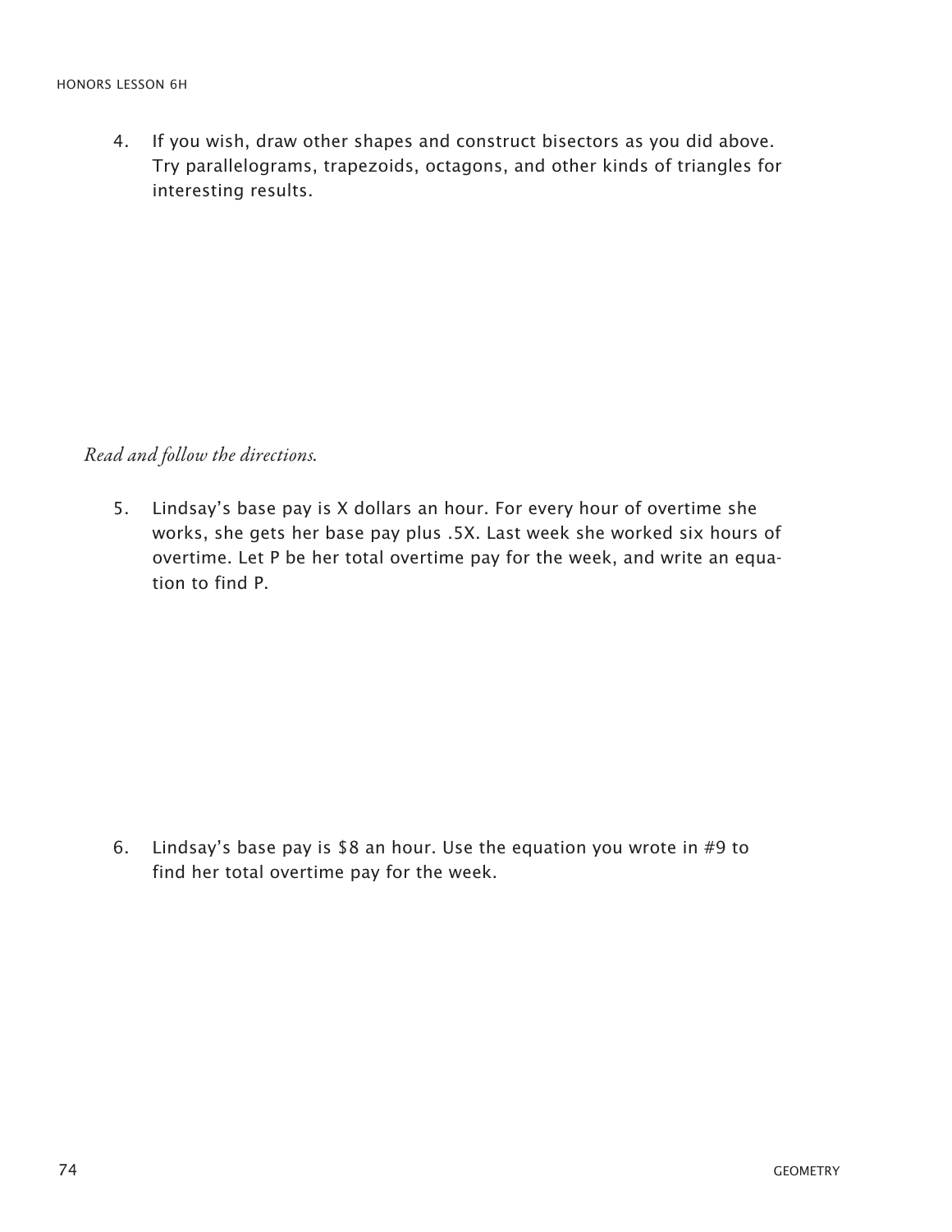4. If you wish, draw other shapes and construct bisectors as you did above. Try parallelograms, trapezoids, octagons, and other kinds of triangles for interesting results.

*Read and follow the directions.*

5. Lindsay's base pay is X dollars an hour. For every hour of overtime she works, she gets her base pay plus .5X. Last week she worked six hours of overtime. Let P be her total overtime pay for the week, and write an equation to find P.

6. Lindsay's base pay is $8 an hour. Use the equation you wrote in #9 to find her total overtime pay for the week.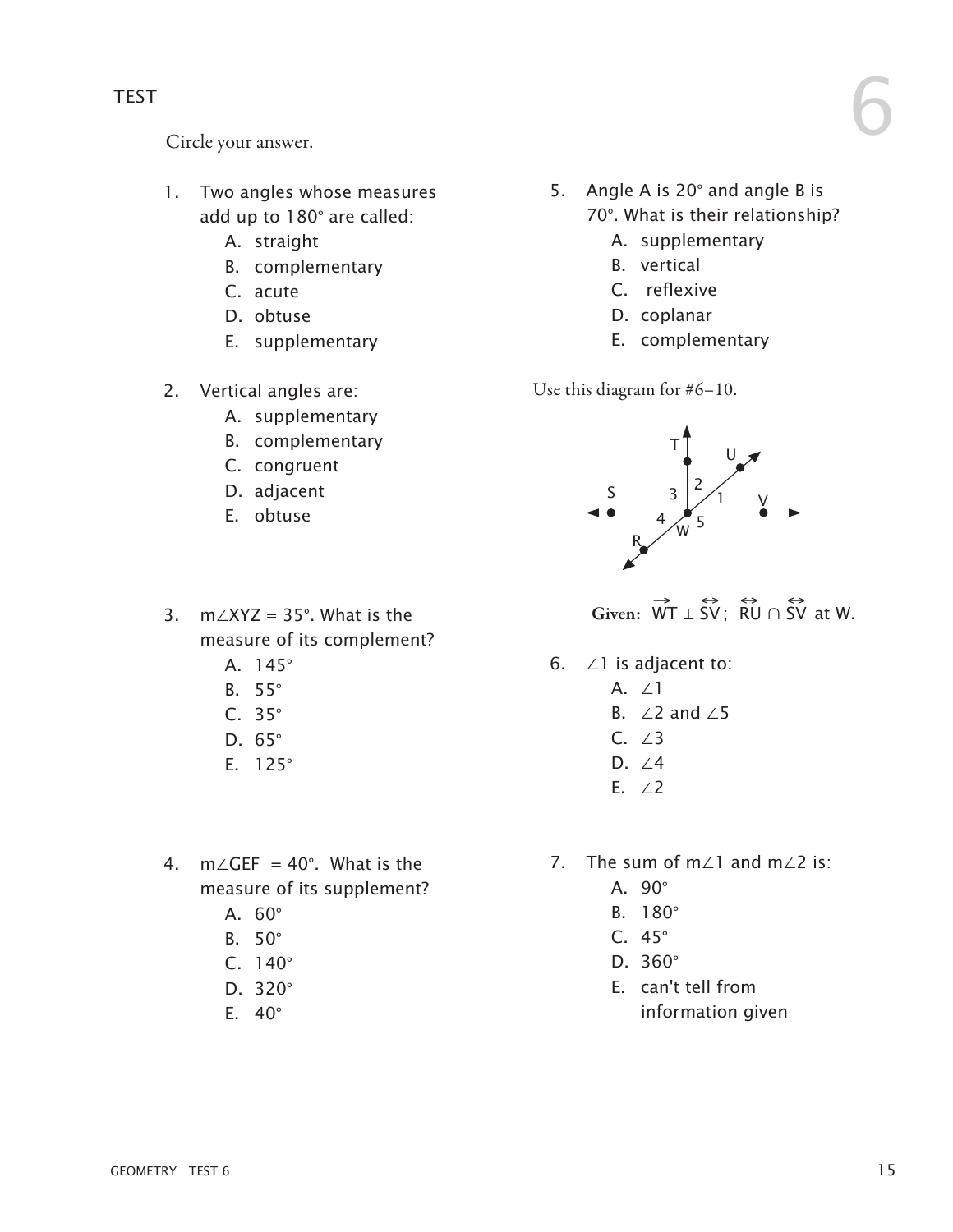TEST

# 6

Circle your answer.

1. Two angles whose measures add up to 180° are called:
   - A. straight
   - B. complementary
   - C. acute
   - D. obtuse
   - E. supplementary

2. Vertical angles are:
   - A. supplementary
   - B. complementary
   - C. congruent
   - D. adjacent
   - E. obtuse

3. $m\angle XYZ = 35°$. What is the measure of its complement?
   - A. 145°
   - B. 55°
   - C. 35°
   - D. 65°
   - E. 125°

4. $m\angle GEF = 40°$. What is the measure of its supplement?
   - A. 60°
   - B. 50°
   - C. 140°
   - D. 320°
   - E. 40°

5. Angle A is 20° and angle B is 70°. What is their relationship?
   - A. supplementary
   - B. vertical
   - C. reflexive
   - D. coplanar
   - E. complementary

Use this diagram for #6–10.

**Given:** $\overrightarrow{WT} \perp \overleftrightarrow{SV}$; $\overleftrightarrow{RU} \cap \overleftrightarrow{SV}$ at W.

6. $\angle 1$ is adjacent to:
   - A. $\angle 1$
   - B. $\angle 2$ and $\angle 5$
   - C. $\angle 3$
   - D. $\angle 4$
   - E. $\angle 2$

7. The sum of $m\angle 1$ and $m\angle 2$ is:
   - A. 90°
   - B. 180°
   - C. 45°
   - D. 360°
   - E. can't tell from information given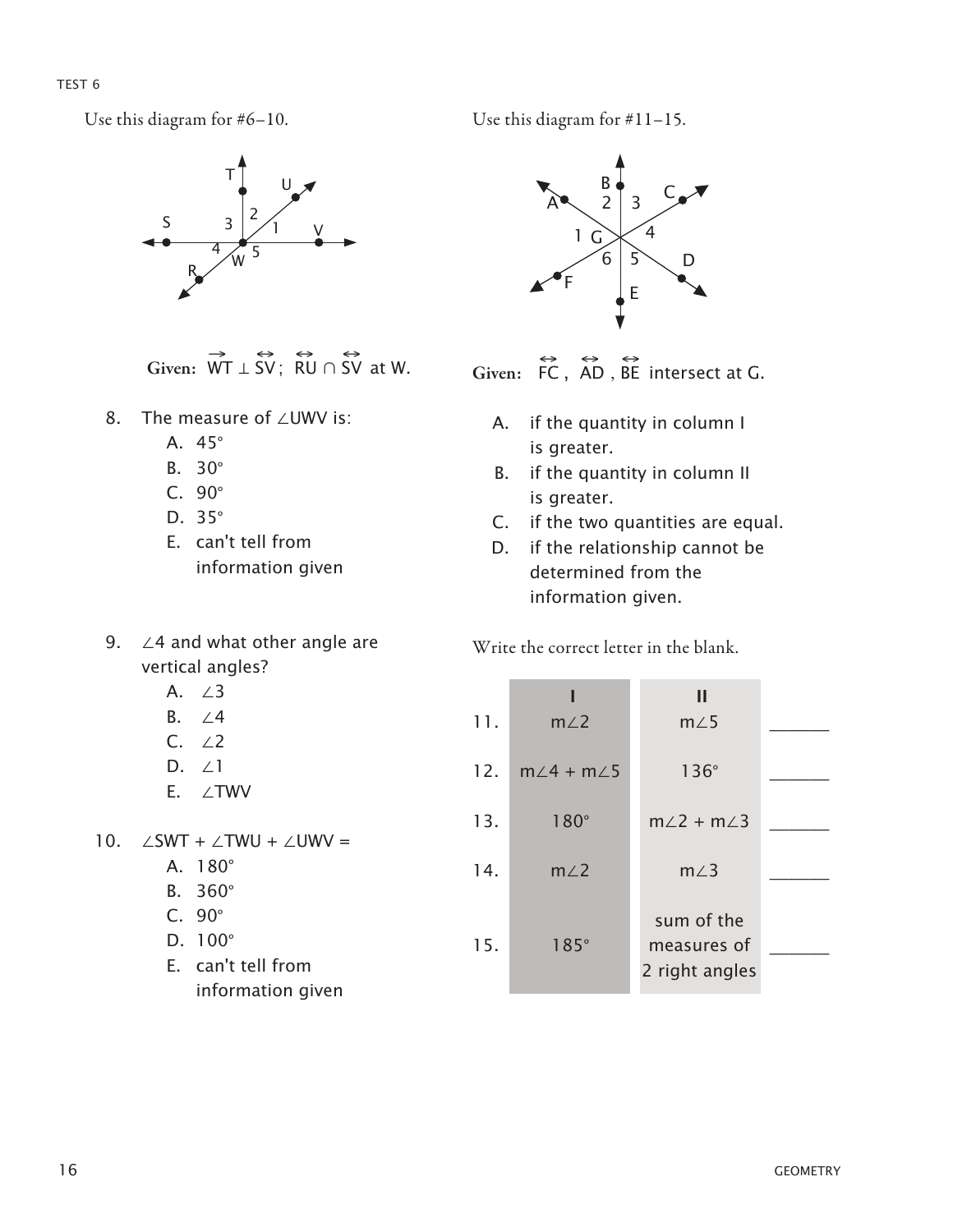Use this diagram for #6–10.

Given: $\overrightarrow{WT} \perp \overleftrightarrow{SV}$; $\overleftrightarrow{RU} \cap \overleftrightarrow{SV}$ at W.

8. The measure of ∠UWV is:
   - A. 45°
   - B. 30°
   - C. 90°
   - D. 35°
   - E. can't tell from information given

9. ∠4 and what other angle are vertical angles?
   - A. ∠3
   - B. ∠4
   - C. ∠2
   - D. ∠1
   - E. ∠TWV

10. ∠SWT + ∠TWU + ∠UWV =
   - A. 180°
   - B. 360°
   - C. 90°
   - D. 100°
   - E. can't tell from information given

Use this diagram for #11–15.

Given: $\overleftrightarrow{FC}$, $\overleftrightarrow{AD}$, $\overleftrightarrow{BE}$ intersect at G.

- A. if the quantity in column I is greater.
- B. if the quantity in column II is greater.
- C. if the two quantities are equal.
- D. if the relationship cannot be determined from the information given.

Write the correct letter in the blank.

| | I | II | |
|---|---|---|---|
| 11. | m∠2 | m∠5 | _______ |
| 12. | m∠4 + m∠5 | 136° | _______ |
| 13. | 180° | m∠2 + m∠3 | _______ |
| 14. | m∠2 | m∠3 | _______ |
| 15. | 185° | sum of the measures of 2 right angles | _______ |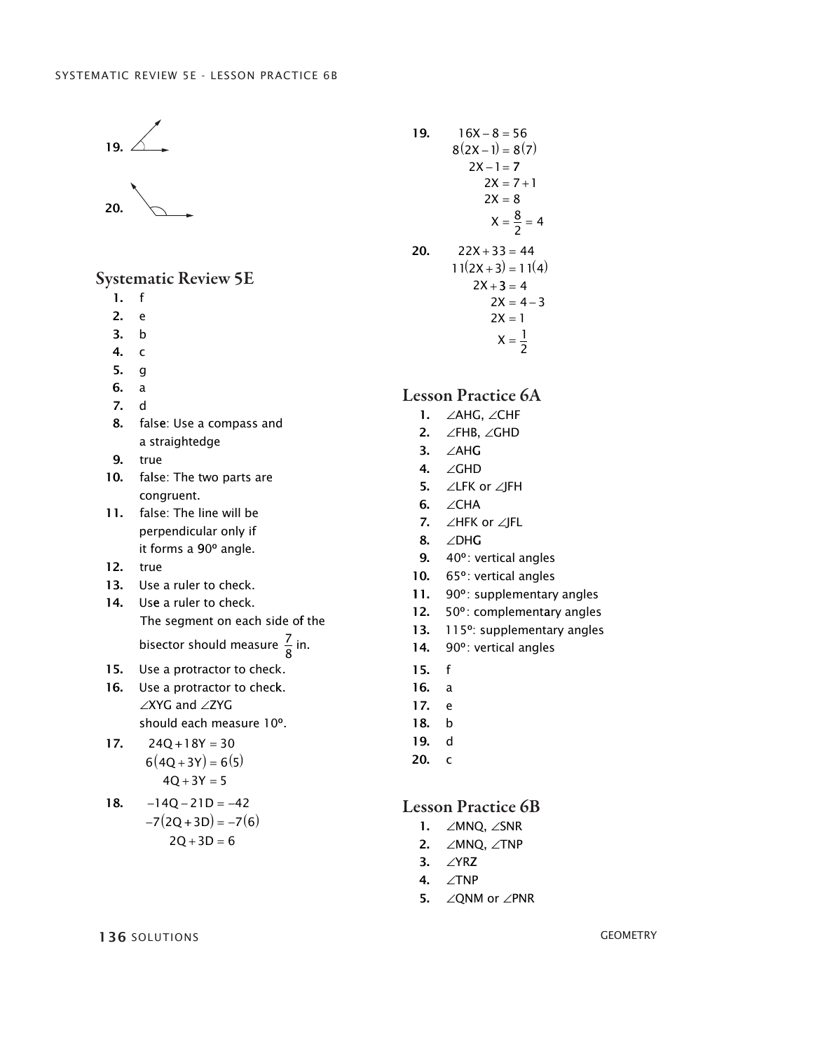19.

20.

## Systematic Review 5E

1. f
2. e
3. b
4. c
5. g
6. a
7. d
8. false: Use a compass and a straightedge
9. true
10. false: The two parts are congruent.
11. false: The line will be perpendicular only if it forms a 90º angle.
12. true
13. Use a ruler to check.
14. Use a ruler to check. The segment on each side of the bisector should measure $\frac{7}{8}$ in.
15. Use a protractor to check.
16. Use a protractor to check. ∠XYG and ∠ZYG should each measure 10º.
17. $$\begin{aligned} 24Q + 18Y &= 30 \\ 6(4Q + 3Y) &= 6(5) \\ 4Q + 3Y &= 5 \end{aligned}$$
18. $$\begin{aligned} -14Q - 21D &= -42 \\ -7(2Q + 3D) &= -7(6) \\ 2Q + 3D &= 6 \end{aligned}$$
19. $$\begin{aligned} 16X - 8 &= 56 \\ 8(2X - 1) &= 8(7) \\ 2X - 1 &= 7 \\ 2X &= 7 + 1 \\ 2X &= 8 \\ X &= \frac{8}{2} = 4 \end{aligned}$$
20. $$\begin{aligned} 22X + 33 &= 44 \\ 11(2X + 3) &= 11(4) \\ 2X + 3 &= 4 \\ 2X &= 4 - 3 \\ 2X &= 1 \\ X &= \frac{1}{2} \end{aligned}$$

## Lesson Practice 6A

1. ∠AHG, ∠CHF
2. ∠FHB, ∠GHD
3. ∠AHG
4. ∠GHD
5. ∠LFK or ∠JFH
6. ∠CHA
7. ∠HFK or ∠JFL
8. ∠DHG
9. 40º: vertical angles
10. 65º: vertical angles
11. 90º: supplementary angles
12. 50º: complementary angles
13. 115º: supplementary angles
14. 90º: vertical angles
15. f
16. a
17. e
18. b
19. d
20. c

## Lesson Practice 6B

1. ∠MNQ, ∠SNR
2. ∠MNQ, ∠TNP
3. ∠YRZ
4. ∠TNP
5. ∠QNM or ∠PNR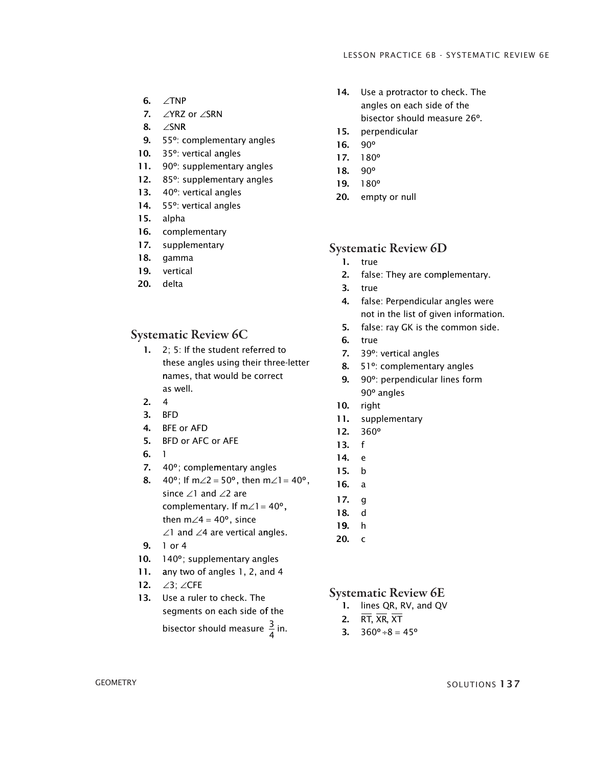6. $\angle$TNP
7. $\angle$YRZ or $\angle$SRN
8. $\angle$SNR
9. 55º: complementary angles
10. 35º: vertical angles
11. 90º: supplementary angles
12. 85º: supplementary angles
13. 40º: vertical angles
14. 55º: vertical angles
15. alpha
16. complementary
17. supplementary
18. gamma
19. vertical
20. delta

## Systematic Review 6C

1. 2; 5: If the student referred to these angles using their three-letter names, that would be correct as well.
2. 4
3. BFD
4. BFE or AFD
5. BFD or AFC or AFE
6. 1
7. 40º; complementary angles
8. 40º; If $m\angle 2 = 50º$, then $m\angle 1 = 40º$, since $\angle 1$ and $\angle 2$ are complementary. If $m\angle 1 = 40º$, then $m\angle 4 = 40º$, since $\angle 1$ and $\angle 4$ are vertical angles.
9. 1 or 4
10. 140º; supplementary angles
11. any two of angles 1, 2, and 4
12. $\angle 3$; $\angle$CFE
13. Use a ruler to check. The segments on each side of the bisector should measure $\frac{3}{4}$ in.
14. Use a protractor to check. The angles on each side of the bisector should measure 26º.
15. perpendicular
16. 90º
17. 180º
18. 90º
19. 180º
20. empty or null

## Systematic Review 6D

1. true
2. false: They are complementary.
3. true
4. false: Perpendicular angles were not in the list of given information.
5. false: ray GK is the common side.
6. true
7. 39º: vertical angles
8. 51º: complementary angles
9. 90º: perpendicular lines form 90º angles
10. right
11. supplementary
12. 360º
13. f
14. e
15. b
16. a
17. g
18. d
19. h
20. c

## Systematic Review 6E

1. lines QR, RV, and QV
2. $\overline{RT}$, $\overline{XR}$, $\overline{XT}$
3. $360º \div 8 = 45º$